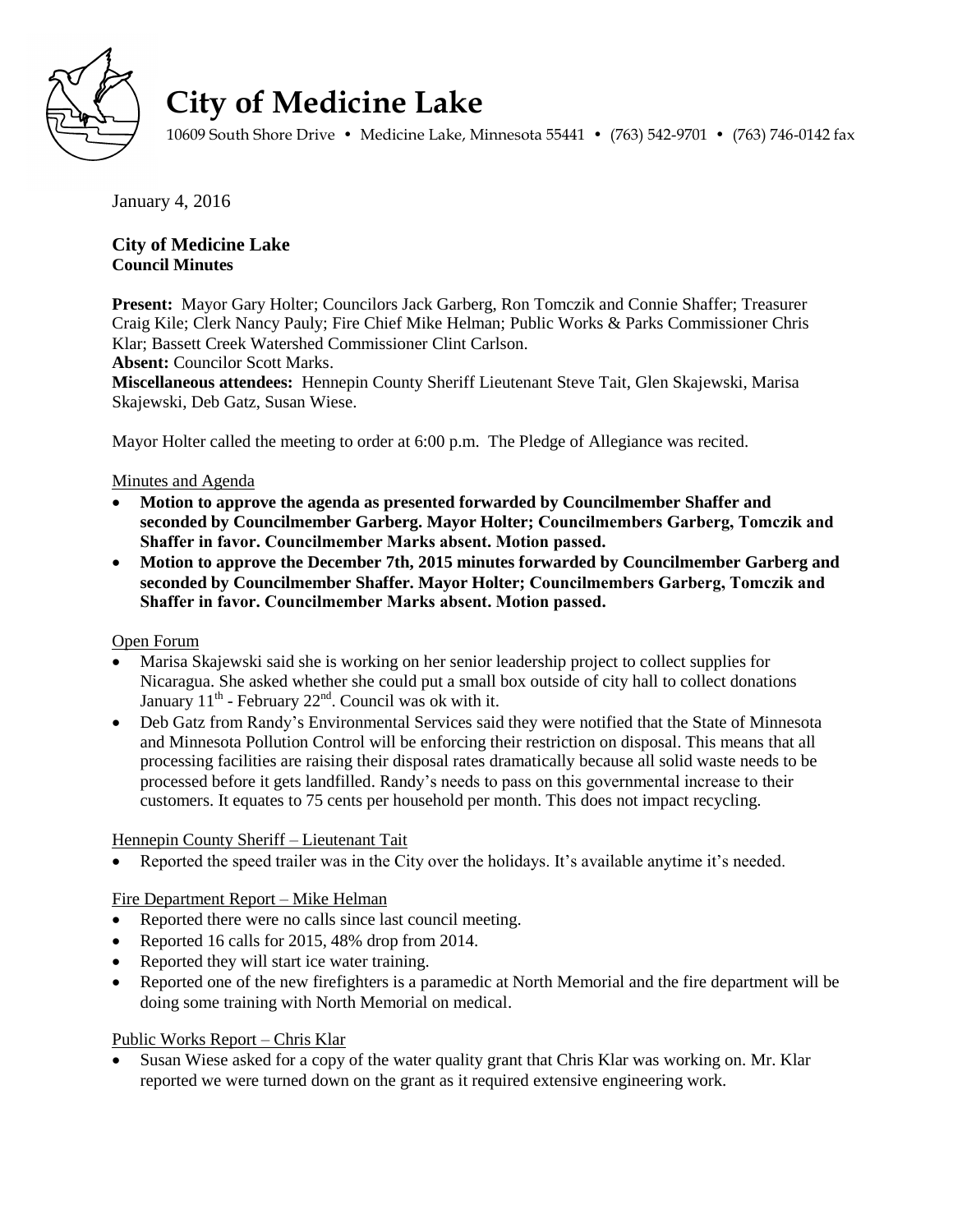# City of Medicine Lake

10609 South Shore Drive • Medicine Lake, Minnesota 55441 • (763) 542-9701 • (763) 746-0142 fax

January 4, 2016

**City of Medicine Lake**
**Council Minutes**

**Present:** Mayor Gary Holter; Councilors Jack Garberg, Ron Tomczik and Connie Shaffer; Treasurer Craig Kile; Clerk Nancy Pauly; Fire Chief Mike Helman; Public Works & Parks Commissioner Chris Klar; Bassett Creek Watershed Commissioner Clint Carlson.
**Absent:** Councilor Scott Marks.
**Miscellaneous attendees:** Hennepin County Sheriff Lieutenant Steve Tait, Glen Skajewski, Marisa Skajewski, Deb Gatz, Susan Wiese.

Mayor Holter called the meeting to order at 6:00 p.m. The Pledge of Allegiance was recited.

Minutes and Agenda

- **Motion to approve the agenda as presented forwarded by Councilmember Shaffer and seconded by Councilmember Garberg. Mayor Holter; Councilmembers Garberg, Tomczik and Shaffer in favor. Councilmember Marks absent. Motion passed.**
- **Motion to approve the December 7th, 2015 minutes forwarded by Councilmember Garberg and seconded by Councilmember Shaffer. Mayor Holter; Councilmembers Garberg, Tomczik and Shaffer in favor. Councilmember Marks absent. Motion passed.**

Open Forum

- Marisa Skajewski said she is working on her senior leadership project to collect supplies for Nicaragua. She asked whether she could put a small box outside of city hall to collect donations January 11th - February 22nd. Council was ok with it.
- Deb Gatz from Randy's Environmental Services said they were notified that the State of Minnesota and Minnesota Pollution Control will be enforcing their restriction on disposal. This means that all processing facilities are raising their disposal rates dramatically because all solid waste needs to be processed before it gets landfilled. Randy's needs to pass on this governmental increase to their customers. It equates to 75 cents per household per month. This does not impact recycling.

Hennepin County Sheriff – Lieutenant Tait

- Reported the speed trailer was in the City over the holidays. It's available anytime it's needed.

Fire Department Report – Mike Helman

- Reported there were no calls since last council meeting.
- Reported 16 calls for 2015, 48% drop from 2014.
- Reported they will start ice water training.
- Reported one of the new firefighters is a paramedic at North Memorial and the fire department will be doing some training with North Memorial on medical.

Public Works Report – Chris Klar

- Susan Wiese asked for a copy of the water quality grant that Chris Klar was working on. Mr. Klar reported we were turned down on the grant as it required extensive engineering work.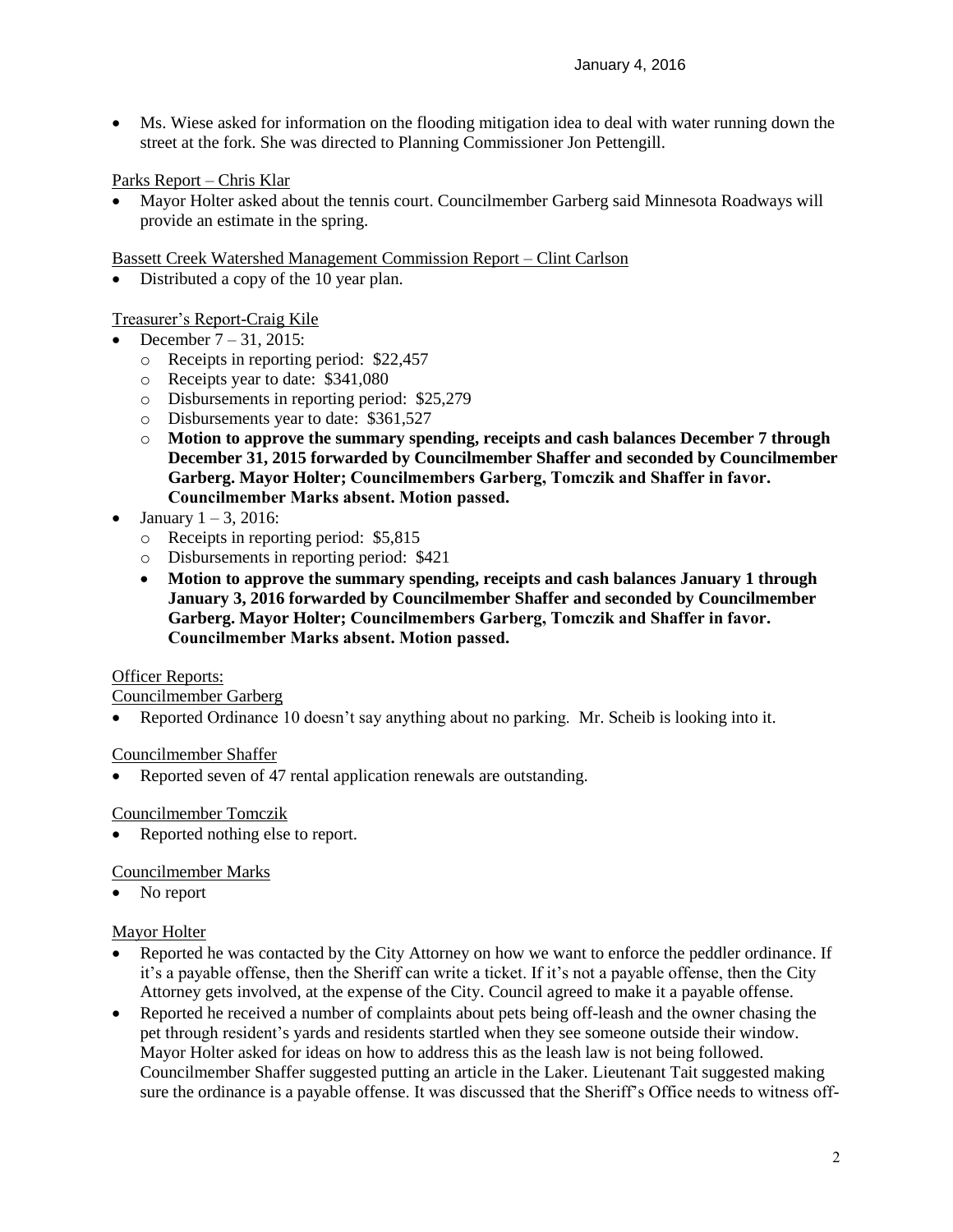- Ms. Wiese asked for information on the flooding mitigation idea to deal with water running down the street at the fork. She was directed to Planning Commissioner Jon Pettengill.

Parks Report – Chris Klar

- Mayor Holter asked about the tennis court. Councilmember Garberg said Minnesota Roadways will provide an estimate in the spring.

Bassett Creek Watershed Management Commission Report – Clint Carlson

- Distributed a copy of the 10 year plan.

Treasurer's Report-Craig Kile

- December 7 – 31, 2015:
  - Receipts in reporting period: $22,457
  - Receipts year to date: $341,080
  - Disbursements in reporting period: $25,279
  - Disbursements year to date: $361,527
  - **Motion to approve the summary spending, receipts and cash balances December 7 through December 31, 2015 forwarded by Councilmember Shaffer and seconded by Councilmember Garberg. Mayor Holter; Councilmembers Garberg, Tomczik and Shaffer in favor. Councilmember Marks absent. Motion passed.**
- January 1 – 3, 2016:
  - Receipts in reporting period: $5,815
  - Disbursements in reporting period: $421
  - **Motion to approve the summary spending, receipts and cash balances January 1 through January 3, 2016 forwarded by Councilmember Shaffer and seconded by Councilmember Garberg. Mayor Holter; Councilmembers Garberg, Tomczik and Shaffer in favor. Councilmember Marks absent. Motion passed.**

Officer Reports:

Councilmember Garberg

- Reported Ordinance 10 doesn't say anything about no parking. Mr. Scheib is looking into it.

Councilmember Shaffer

- Reported seven of 47 rental application renewals are outstanding.

Councilmember Tomczik

- Reported nothing else to report.

Councilmember Marks

- No report

Mayor Holter

- Reported he was contacted by the City Attorney on how we want to enforce the peddler ordinance. If it's a payable offense, then the Sheriff can write a ticket. If it's not a payable offense, then the City Attorney gets involved, at the expense of the City. Council agreed to make it a payable offense.
- Reported he received a number of complaints about pets being off-leash and the owner chasing the pet through resident's yards and residents startled when they see someone outside their window. Mayor Holter asked for ideas on how to address this as the leash law is not being followed. Councilmember Shaffer suggested putting an article in the Laker. Lieutenant Tait suggested making sure the ordinance is a payable offense. It was discussed that the Sheriff's Office needs to witness off-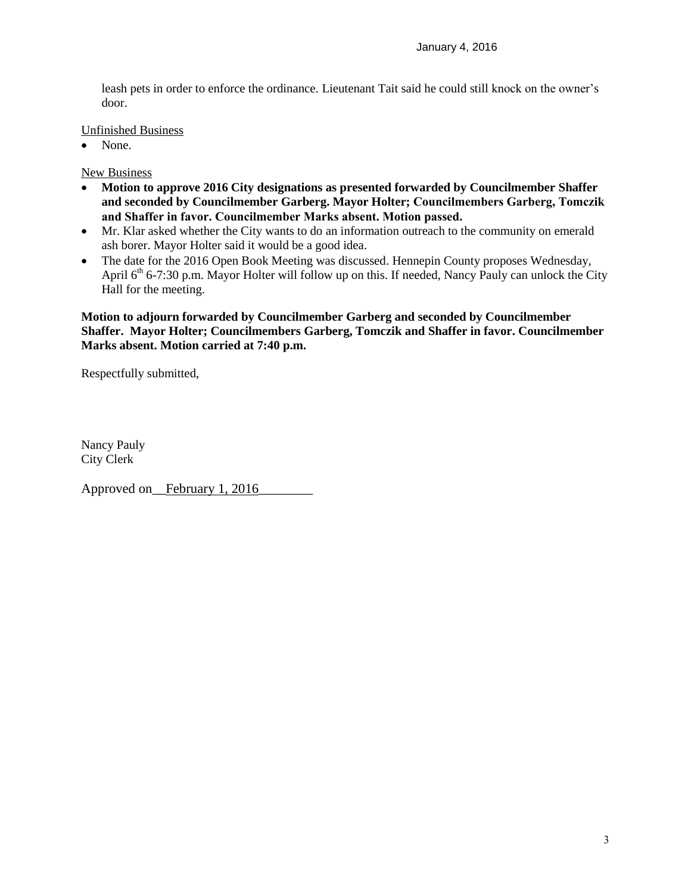leash pets in order to enforce the ordinance. Lieutenant Tait said he could still knock on the owner's door.

Unfinished Business

- None.

New Business

- **Motion to approve 2016 City designations as presented forwarded by Councilmember Shaffer and seconded by Councilmember Garberg. Mayor Holter; Councilmembers Garberg, Tomczik and Shaffer in favor. Councilmember Marks absent. Motion passed.**
- Mr. Klar asked whether the City wants to do an information outreach to the community on emerald ash borer. Mayor Holter said it would be a good idea.
- The date for the 2016 Open Book Meeting was discussed. Hennepin County proposes Wednesday, April 6th 6-7:30 p.m. Mayor Holter will follow up on this. If needed, Nancy Pauly can unlock the City Hall for the meeting.

**Motion to adjourn forwarded by Councilmember Garberg and seconded by Councilmember Shaffer. Mayor Holter; Councilmembers Garberg, Tomczik and Shaffer in favor. Councilmember Marks absent. Motion carried at 7:40 p.m.**

Respectfully submitted,

Nancy Pauly
City Clerk

Approved on __February 1, 2016________